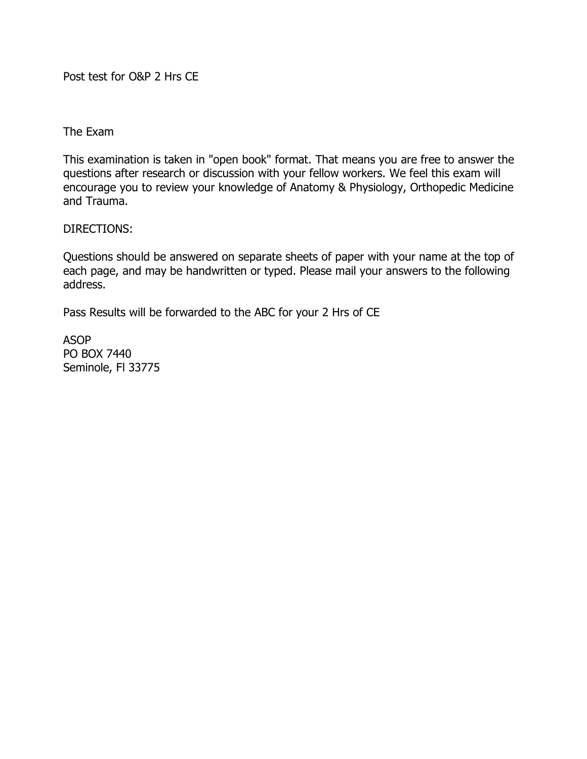Post test for O&P 2 Hrs CE

The Exam

This examination is taken in "open book" format. That means you are free to answer the questions after research or discussion with your fellow workers. We feel this exam will encourage you to review your knowledge of Anatomy & Physiology, Orthopedic Medicine and Trauma.

DIRECTIONS:

Questions should be answered on separate sheets of paper with your name at the top of each page, and may be handwritten or typed. Please mail your answers to the following address.

Pass Results will be forwarded to the ABC for your 2 Hrs of CE

ASOP
PO BOX 7440
Seminole, Fl 33775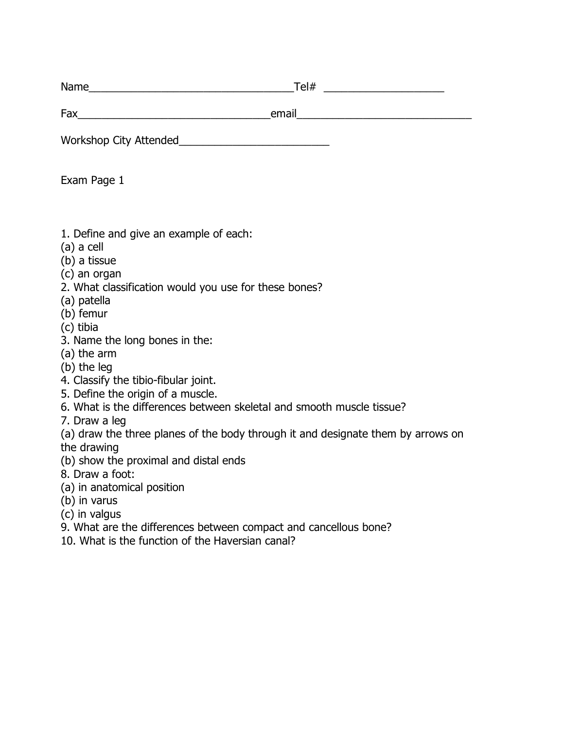Name________________________________Tel# ___________________

Fax________________________________email_____________________________

Workshop City Attended_________________________

Exam Page 1

1. Define and give an example of each:
(a) a cell
(b) a tissue
(c) an organ
2. What classification would you use for these bones?
(a) patella
(b) femur
(c) tibia
3. Name the long bones in the:
(a) the arm
(b) the leg
4. Classify the tibio-fibular joint.
5. Define the origin of a muscle.
6. What is the differences between skeletal and smooth muscle tissue?
7. Draw a leg
(a) draw the three planes of the body through it and designate them by arrows on the drawing
(b) show the proximal and distal ends
8. Draw a foot:
(a) in anatomical position
(b) in varus
(c) in valgus
9. What are the differences between compact and cancellous bone?
10. What is the function of the Haversian canal?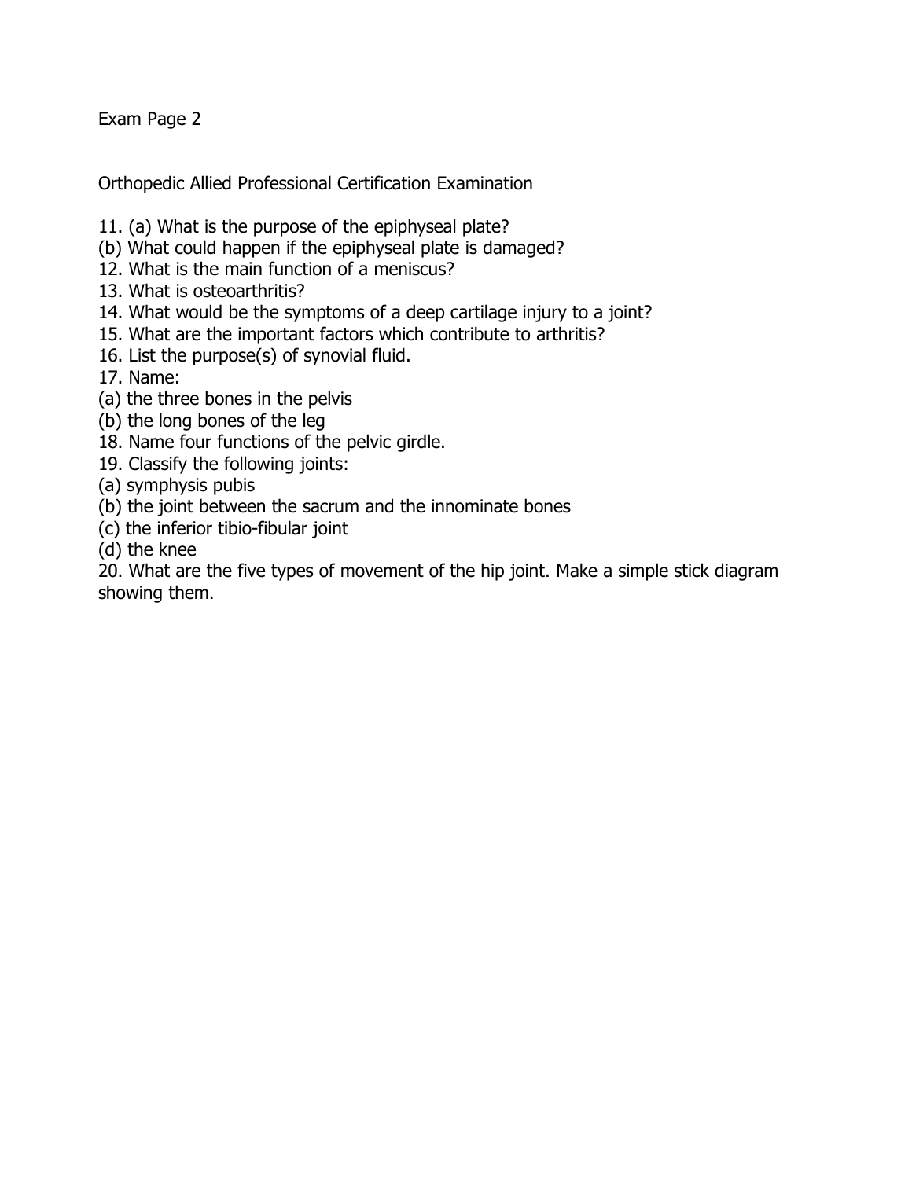Exam Page 2

Orthopedic Allied Professional Certification Examination

11. (a) What is the purpose of the epiphyseal plate?
(b) What could happen if the epiphyseal plate is damaged?
12. What is the main function of a meniscus?
13. What is osteoarthritis?
14. What would be the symptoms of a deep cartilage injury to a joint?
15. What are the important factors which contribute to arthritis?
16. List the purpose(s) of synovial fluid.
17. Name:
(a) the three bones in the pelvis
(b) the long bones of the leg
18. Name four functions of the pelvic girdle.
19. Classify the following joints:
(a) symphysis pubis
(b) the joint between the sacrum and the innominate bones
(c) the inferior tibio-fibular joint
(d) the knee
20. What are the five types of movement of the hip joint. Make a simple stick diagram showing them.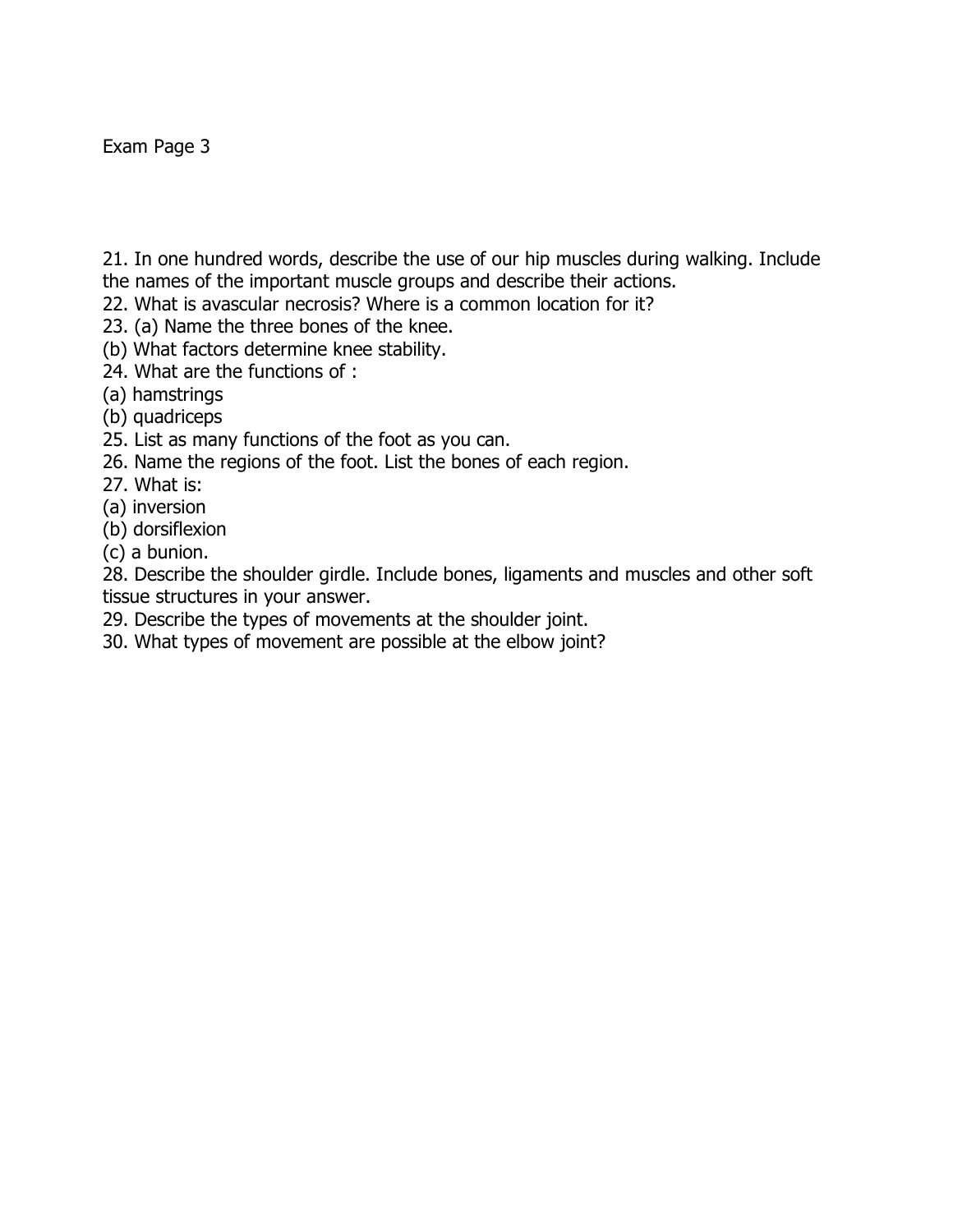Exam Page 3

21. In one hundred words, describe the use of our hip muscles during walking. Include the names of the important muscle groups and describe their actions.
22. What is avascular necrosis? Where is a common location for it?
23. (a) Name the three bones of the knee.
(b) What factors determine knee stability.
24. What are the functions of :
(a) hamstrings
(b) quadriceps
25. List as many functions of the foot as you can.
26. Name the regions of the foot. List the bones of each region.
27. What is:
(a) inversion
(b) dorsiflexion
(c) a bunion.
28. Describe the shoulder girdle. Include bones, ligaments and muscles and other soft tissue structures in your answer.
29. Describe the types of movements at the shoulder joint.
30. What types of movement are possible at the elbow joint?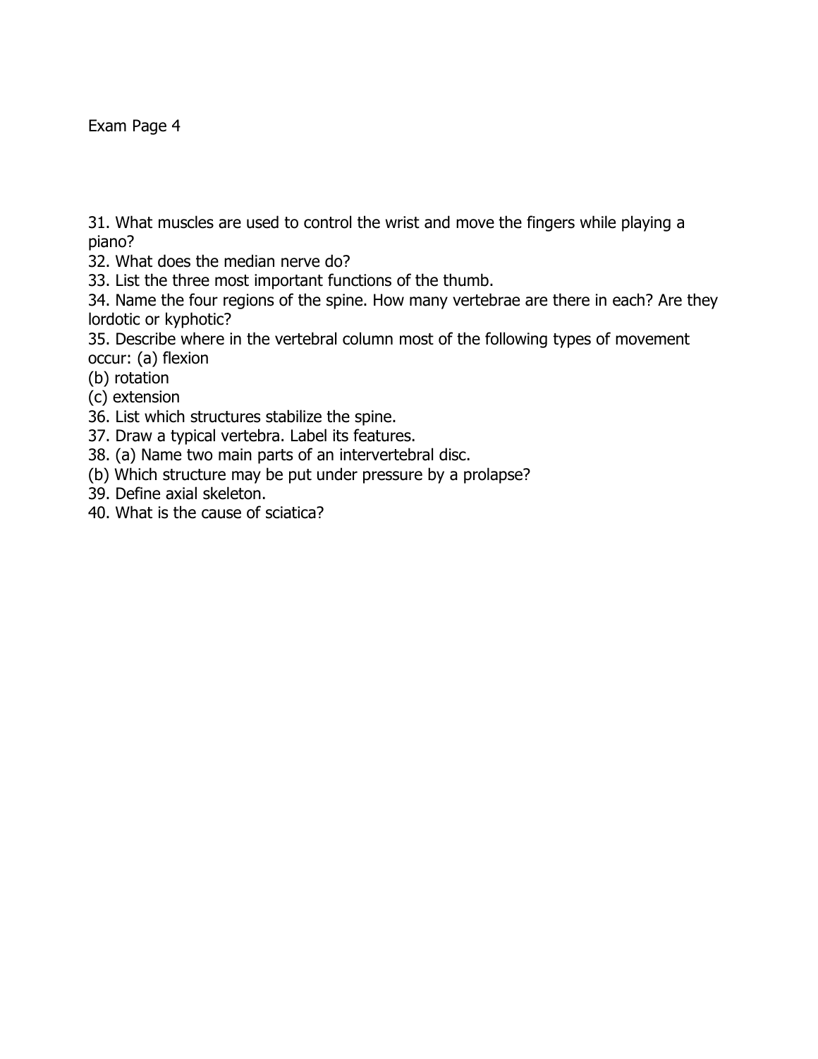Exam Page 4

31. What muscles are used to control the wrist and move the fingers while playing a piano?
32. What does the median nerve do?
33. List the three most important functions of the thumb.
34. Name the four regions of the spine. How many vertebrae are there in each? Are they lordotic or kyphotic?
35. Describe where in the vertebral column most of the following types of movement occur: (a) flexion
(b) rotation
(c) extension
36. List which structures stabilize the spine.
37. Draw a typical vertebra. Label its features.
38. (a) Name two main parts of an intervertebral disc.
(b) Which structure may be put under pressure by a prolapse?
39. Define axial skeleton.
40. What is the cause of sciatica?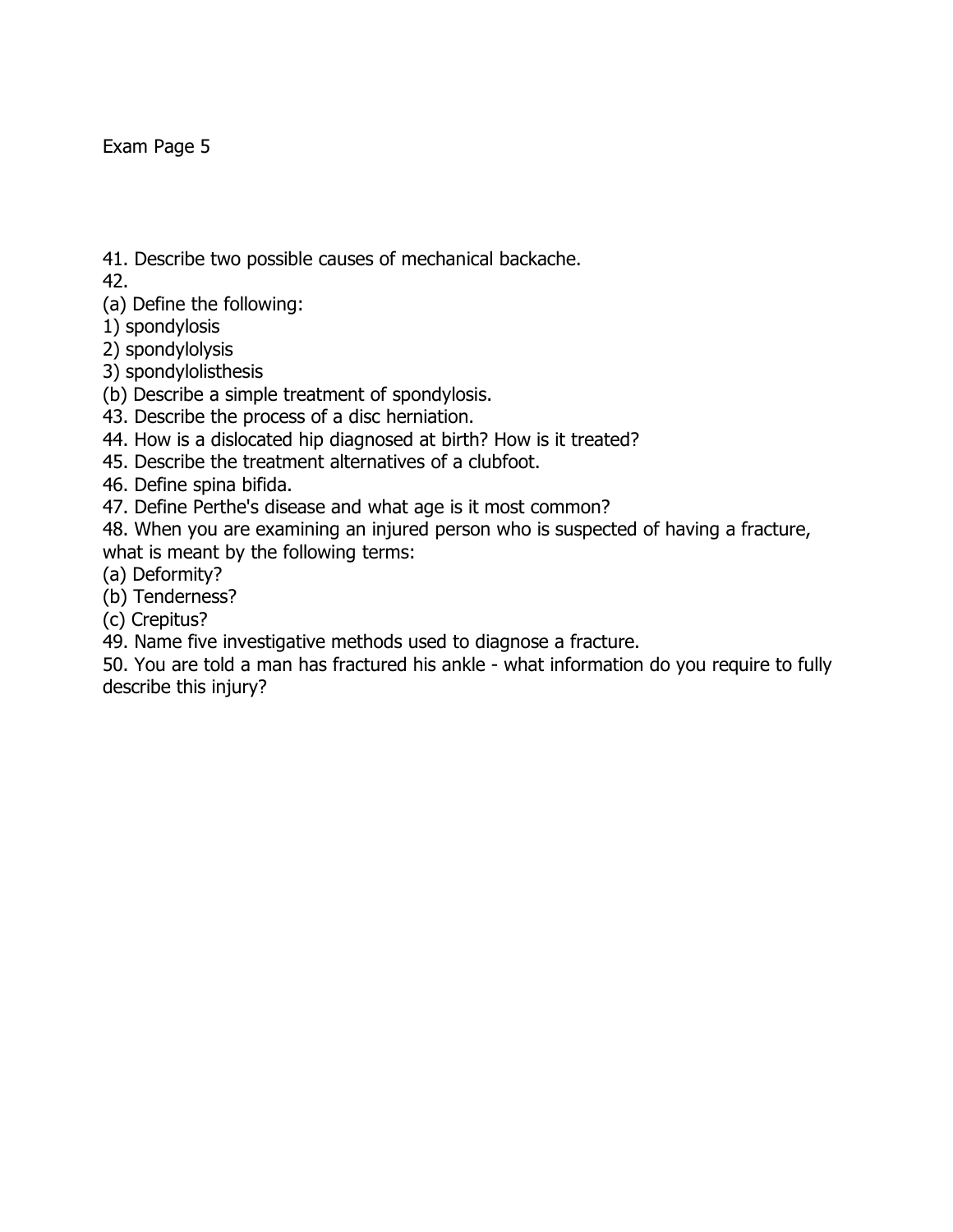Exam Page 5

41. Describe two possible causes of mechanical backache.

42.

(a) Define the following:

1) spondylosis

2) spondylolysis

3) spondylolisthesis

(b) Describe a simple treatment of spondylosis.

43. Describe the process of a disc herniation.

44. How is a dislocated hip diagnosed at birth? How is it treated?

45. Describe the treatment alternatives of a clubfoot.

46. Define spina bifida.

47. Define Perthe's disease and what age is it most common?

48. When you are examining an injured person who is suspected of having a fracture, what is meant by the following terms:

(a) Deformity?

(b) Tenderness?

(c) Crepitus?

49. Name five investigative methods used to diagnose a fracture.

50. You are told a man has fractured his ankle - what information do you require to fully describe this injury?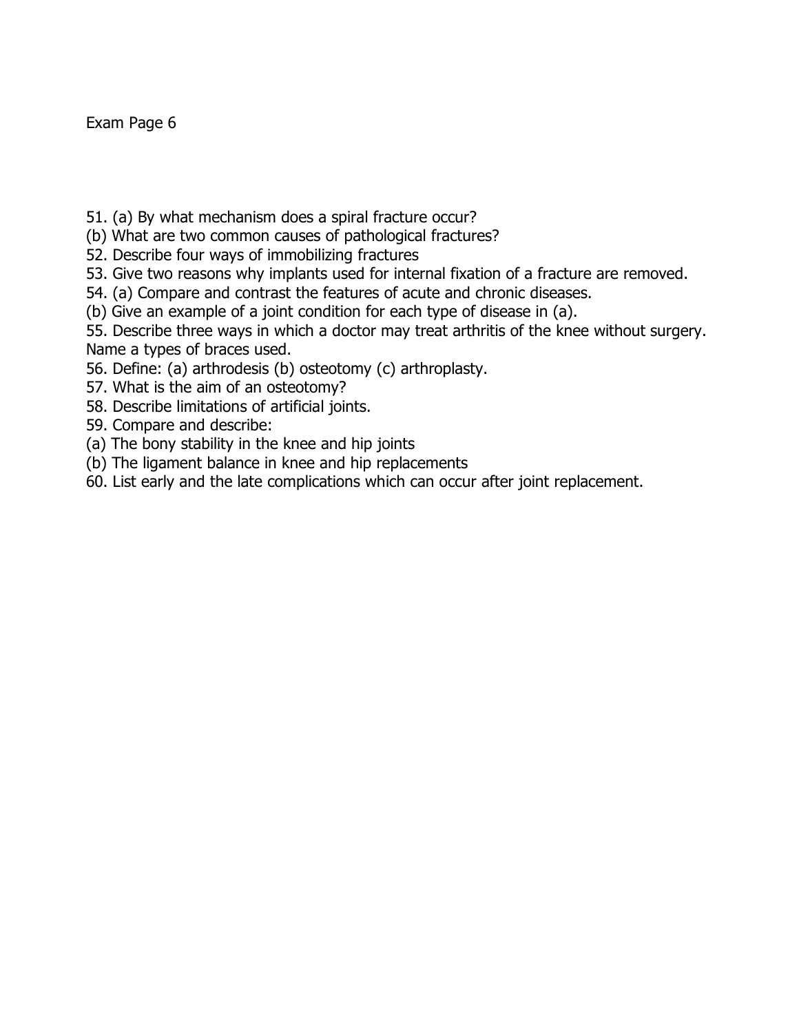Exam Page 6

51. (a) By what mechanism does a spiral fracture occur?
(b) What are two common causes of pathological fractures?
52. Describe four ways of immobilizing fractures
53. Give two reasons why implants used for internal fixation of a fracture are removed.
54. (a) Compare and contrast the features of acute and chronic diseases.
(b) Give an example of a joint condition for each type of disease in (a).
55. Describe three ways in which a doctor may treat arthritis of the knee without surgery. Name a types of braces used.
56. Define: (a) arthrodesis (b) osteotomy (c) arthroplasty.
57. What is the aim of an osteotomy?
58. Describe limitations of artificial joints.
59. Compare and describe:
(a) The bony stability in the knee and hip joints
(b) The ligament balance in knee and hip replacements
60. List early and the late complications which can occur after joint replacement.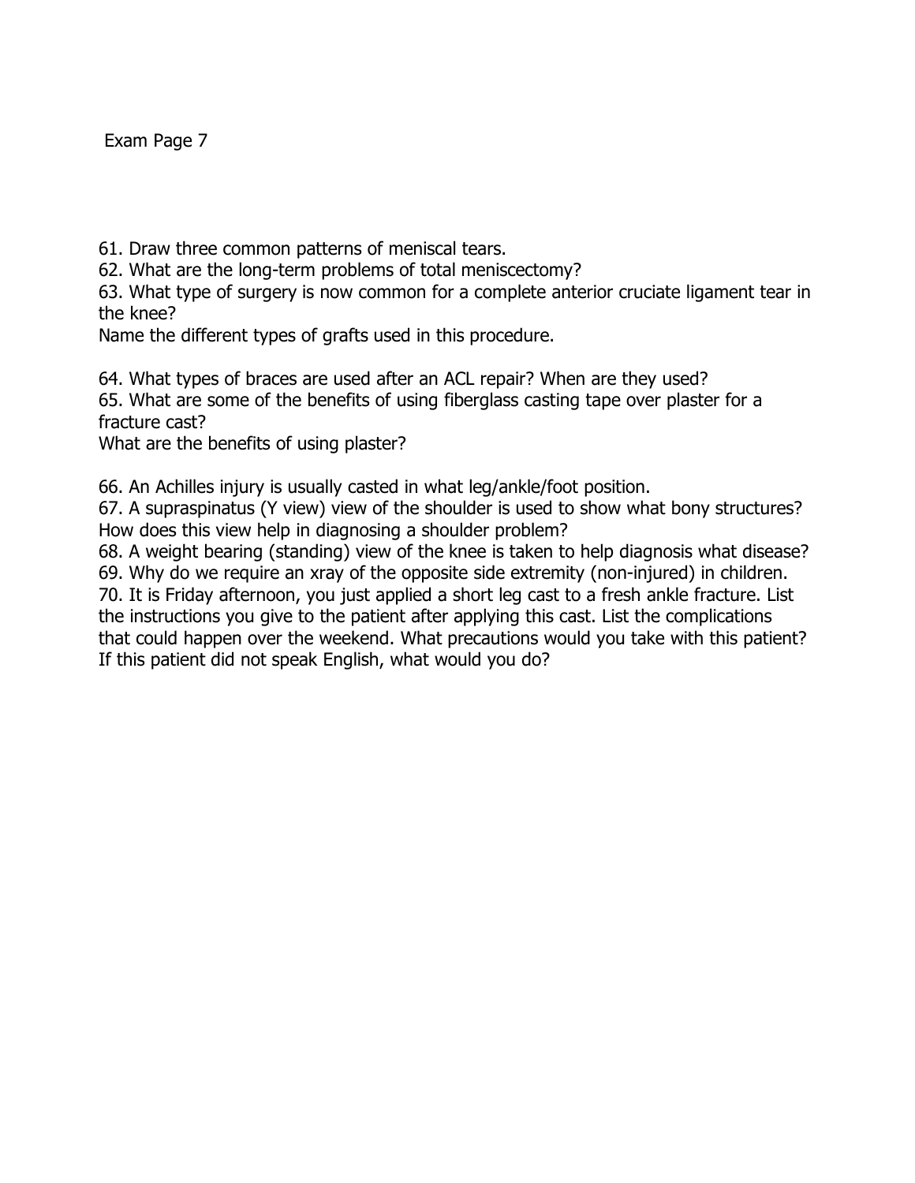Exam Page 7

61. Draw three common patterns of meniscal tears.
62. What are the long-term problems of total meniscectomy?
63. What type of surgery is now common for a complete anterior cruciate ligament tear in the knee?
Name the different types of grafts used in this procedure.

64. What types of braces are used after an ACL repair? When are they used?
65. What are some of the benefits of using fiberglass casting tape over plaster for a fracture cast?
What are the benefits of using plaster?

66. An Achilles injury is usually casted in what leg/ankle/foot position.
67. A supraspinatus (Y view) view of the shoulder is used to show what bony structures? How does this view help in diagnosing a shoulder problem?
68. A weight bearing (standing) view of the knee is taken to help diagnosis what disease?
69. Why do we require an xray of the opposite side extremity (non-injured) in children.
70. It is Friday afternoon, you just applied a short leg cast to a fresh ankle fracture. List the instructions you give to the patient after applying this cast. List the complications that could happen over the weekend. What precautions would you take with this patient? If this patient did not speak English, what would you do?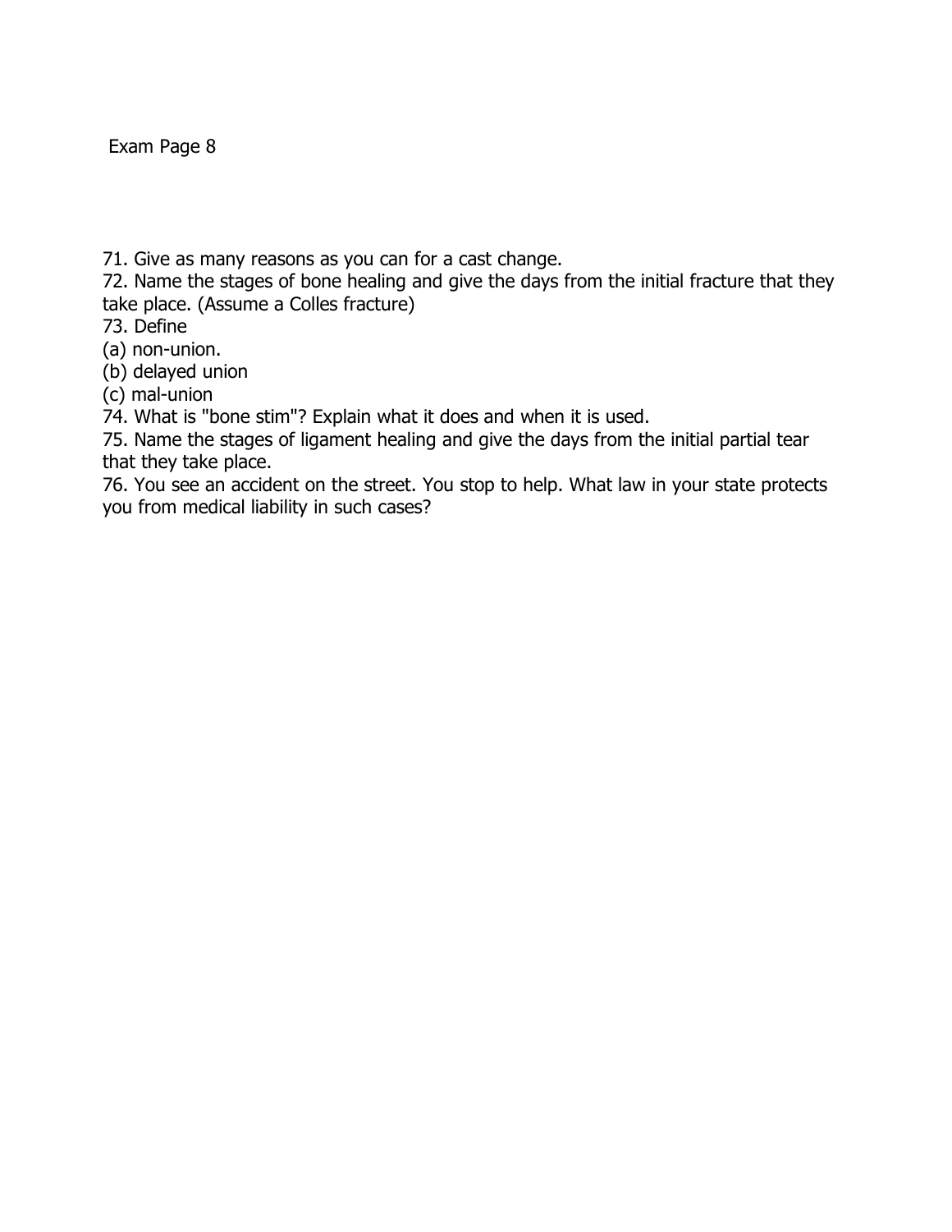Exam Page 8

71. Give as many reasons as you can for a cast change.

72. Name the stages of bone healing and give the days from the initial fracture that they take place. (Assume a Colles fracture)

73. Define

(a) non-union.

(b) delayed union

(c) mal-union

74. What is "bone stim"? Explain what it does and when it is used.

75. Name the stages of ligament healing and give the days from the initial partial tear that they take place.

76. You see an accident on the street. You stop to help. What law in your state protects you from medical liability in such cases?